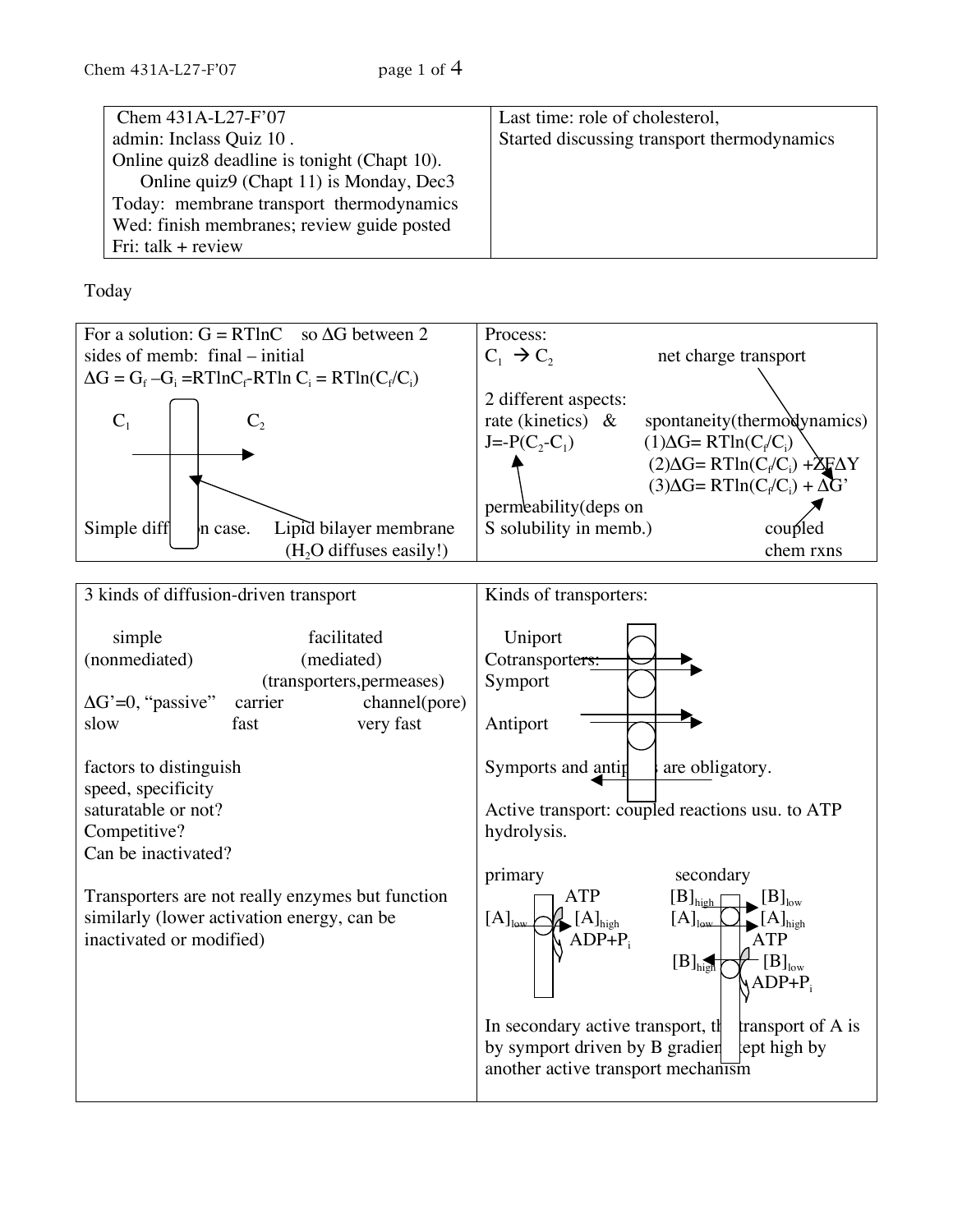| Chem 431A-L27-F'07<br>admin: Inclass Quiz 10 .<br>Online quiz8 deadline is tonight (Chapt 10).<br>Online quiz9 (Chapt 11) is Monday, Dec3<br>Today: membrane transport thermodynamics<br>Wed: finish membranes; review guide posted<br>Fri: talk + review | Last time: role of cholesterol,<br>Started discussing transport thermodynamics |
|---|---|

Today

For a solution: $G = RT\ln C$ so $\Delta G$ between 2 sides of memb: final – initial

$\Delta G = G_f - G_i = RT\ln C_f - RT\ln C_i = RT\ln(C_f/C_i)$

$C_1$ → $C_2$

Simple diffusion case. Lipid bilayer membrane ($H_2O$ diffuses easily!)

Process:

$C_1 \rightarrow C_2$ net charge transport

2 different aspects:

rate (kinetics) & spontaneity(thermodynamics)

$J = -P(C_2 - C_1)$

(1) $\Delta G = RT\ln(C_f/C_i)$

(2) $\Delta G = RT\ln(C_f/C_i) + ZF\Delta Y$

(3) $\Delta G = RT\ln(C_f/C_i) + \Delta G'$

permeability(deps on S solubility in memb.)

coupled chem rxns

3 kinds of diffusion-driven transport

| simple (nonmediated) | facilitated (mediated) (transporters,permeases) | |
|---|---|---|
| $\Delta G'=0$, "passive" | carrier | channel(pore) |
| slow | fast | very fast |

factors to distinguish

speed, specificity

saturatable or not?

Competitive?

Can be inactivated?

Transporters are not really enzymes but function similarly (lower activation energy, can be inactivated or modified)

Kinds of transporters:

Uniport

Cotransporters:

Symport

Antiport

Symports and antiports are obligatory.

Active transport: coupled reactions usu. to ATP hydrolysis.

primary: $[A]_{low}$ → $[A]_{high}$ (ATP → ADP+$P_i$)

secondary: $[B]_{high}$ → $[B]_{low}$; $[A]_{low}$ → $[A]_{high}$; $[B]_{high}$ ← $[B]_{low}$ (ATP → ADP+$P_i$)

In secondary active transport, the transport of A is by symport driven by B gradient kept high by another active transport mechanism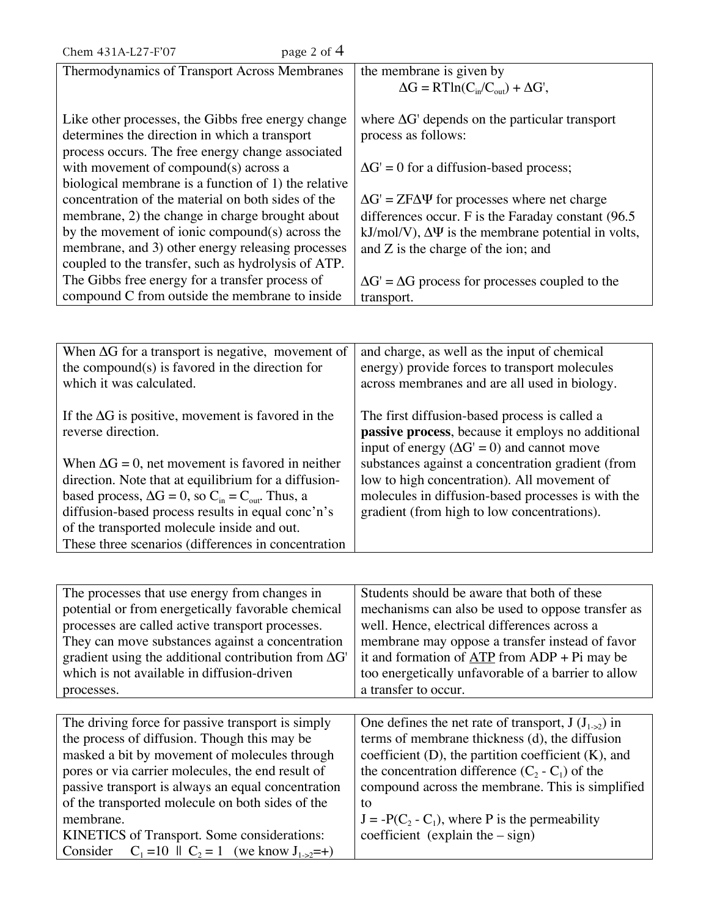## Thermodynamics of Transport Across Membranes

Like other processes, the Gibbs free energy change determines the direction in which a transport process occurs. The free energy change associated with movement of compound(s) across a biological membrane is a function of 1) the relative concentration of the material on both sides of the membrane, 2) the change in charge brought about by the movement of ionic compound(s) across the membrane, and 3) other energy releasing processes coupled to the transfer, such as hydrolysis of ATP. The Gibbs free energy for a transfer process of compound C from outside the membrane to inside the membrane is given by

$$\Delta G = RT\ln(C_{in}/C_{out}) + \Delta G',$$

where $\Delta G'$ depends on the particular transport process as follows:

$\Delta G' = 0$ for a diffusion-based process;

$\Delta G' = ZF\Delta\Psi$ for processes where net charge differences occur. F is the Faraday constant (96.5 kJ/mol/V), $\Delta\Psi$ is the membrane potential in volts, and Z is the charge of the ion; and

$\Delta G' = \Delta G$ process for processes coupled to the transport.

When $\Delta G$ for a transport is negative, movement of the compound(s) is favored in the direction for which it was calculated.

If the $\Delta G$ is positive, movement is favored in the reverse direction.

When $\Delta G = 0$, net movement is favored in neither direction. Note that at equilibrium for a diffusion-based process, $\Delta G = 0$, so $C_{in} = C_{out}$. Thus, a diffusion-based process results in equal conc'n's of the transported molecule inside and out.
These three scenarios (differences in concentration and charge, as well as the input of chemical energy) provide forces to transport molecules across membranes and are all used in biology.

The first diffusion-based process is called a **passive process**, because it employs no additional input of energy ($\Delta G' = 0$) and cannot move substances against a concentration gradient (from low to high concentration). All movement of molecules in diffusion-based processes is with the gradient (from high to low concentrations).

The processes that use energy from changes in potential or from energetically favorable chemical processes are called active transport processes. They can move substances against a concentration gradient using the additional contribution from $\Delta G'$ which is not available in diffusion-driven processes.

Students should be aware that both of these mechanisms can also be used to oppose transfer as well. Hence, electrical differences across a membrane may oppose a transfer instead of favor it and formation of <u>ATP</u> from ADP + Pi may be too energetically unfavorable of a barrier to allow a transfer to occur.

The driving force for passive transport is simply the process of diffusion. Though this may be masked a bit by movement of molecules through pores or via carrier molecules, the end result of passive transport is always an equal concentration of the transported molecule on both sides of the membrane.

KINETICS of Transport. Some considerations:
Consider $C_1 = 10 \;\|\; C_2 = 1$ (we know $J_{1\text{->}2} = +$)

One defines the net rate of transport, J ($J_{1\text{->}2}$) in terms of membrane thickness (d), the diffusion coefficient (D), the partition coefficient (K), and the concentration difference ($C_2 - C_1$) of the compound across the membrane. This is simplified to

$J = -P(C_2 - C_1)$, where P is the permeability coefficient (explain the – sign)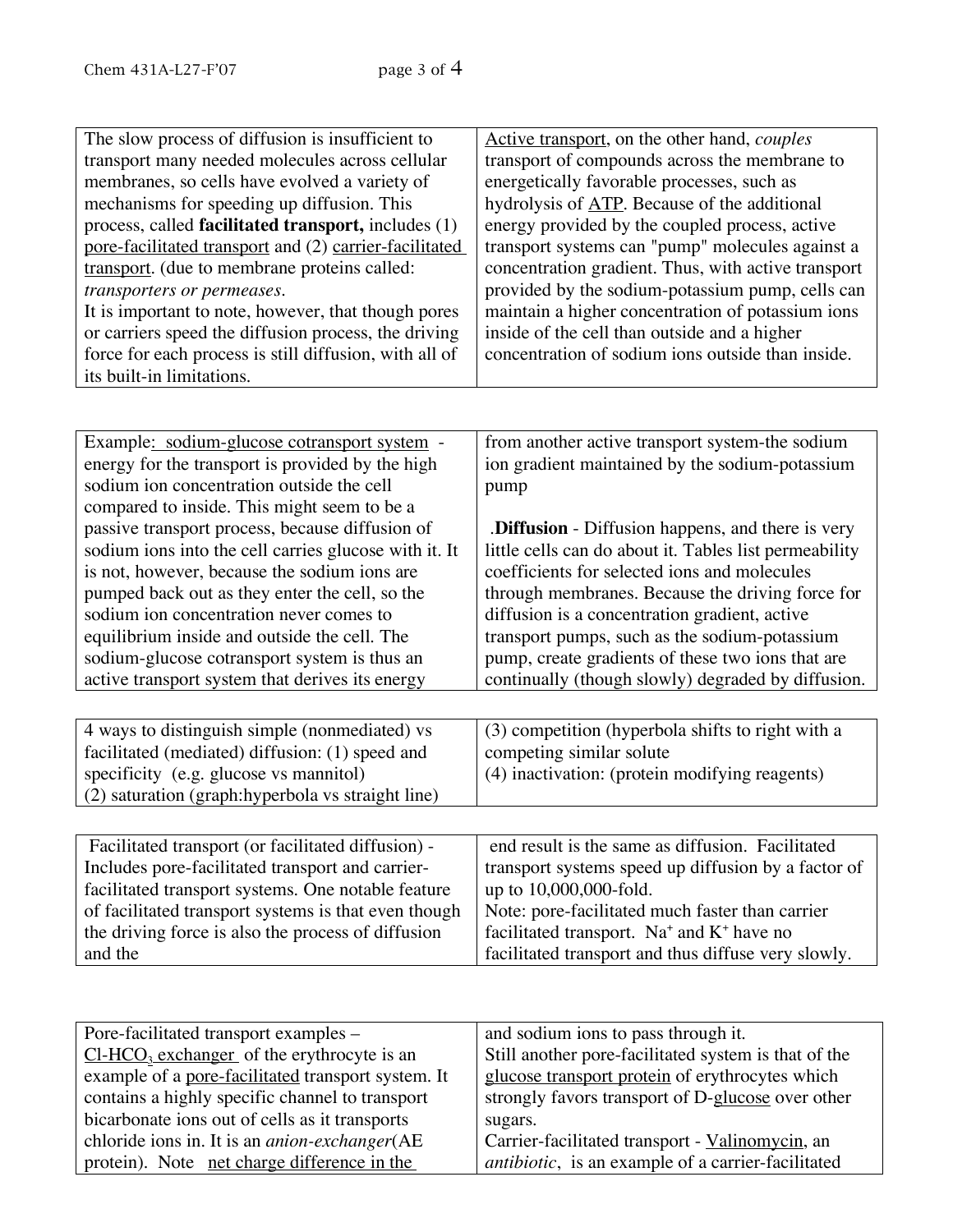The slow process of diffusion is insufficient to transport many needed molecules across cellular membranes, so cells have evolved a variety of mechanisms for speeding up diffusion. This process, called **facilitated transport,** includes (1) pore-facilitated transport and (2) carrier-facilitated transport. (due to membrane proteins called: *transporters or permeases*.

It is important to note, however, that though pores or carriers speed the diffusion process, the driving force for each process is still diffusion, with all of its built-in limitations.

Active transport, on the other hand, *couples* transport of compounds across the membrane to energetically favorable processes, such as hydrolysis of ATP. Because of the additional energy provided by the coupled process, active transport systems can "pump" molecules against a concentration gradient. Thus, with active transport provided by the sodium-potassium pump, cells can maintain a higher concentration of potassium ions inside of the cell than outside and a higher concentration of sodium ions outside than inside.

Example: sodium-glucose cotransport system - energy for the transport is provided by the high sodium ion concentration outside the cell compared to inside. This might seem to be a passive transport process, because diffusion of sodium ions into the cell carries glucose with it. It is not, however, because the sodium ions are pumped back out as they enter the cell, so the sodium ion concentration never comes to equilibrium inside and outside the cell. The sodium-glucose cotransport system is thus an active transport system that derives its energy from another active transport system-the sodium ion gradient maintained by the sodium-potassium pump

.**Diffusion** - Diffusion happens, and there is very little cells can do about it. Tables list permeability coefficients for selected ions and molecules through membranes. Because the driving force for diffusion is a concentration gradient, active transport pumps, such as the sodium-potassium pump, create gradients of these two ions that are continually (though slowly) degraded by diffusion.

4 ways to distinguish simple (nonmediated) vs facilitated (mediated) diffusion: (1) speed and specificity (e.g. glucose vs mannitol)
(2) saturation (graph:hyperbola vs straight line)
(3) competition (hyperbola shifts to right with a competing similar solute
(4) inactivation: (protein modifying reagents)

Facilitated transport (or facilitated diffusion) - Includes pore-facilitated transport and carrier-facilitated transport systems. One notable feature of facilitated transport systems is that even though the driving force is also the process of diffusion and the end result is the same as diffusion. Facilitated transport systems speed up diffusion by a factor of up to 10,000,000-fold.
Note: pore-facilitated much faster than carrier facilitated transport. $Na^+$ and $K^+$ have no facilitated transport and thus diffuse very slowly.

Pore-facilitated transport examples – $Cl$-$HCO_3$ exchanger of the erythrocyte is an example of a pore-facilitated transport system. It contains a highly specific channel to transport bicarbonate ions out of cells as it transports chloride ions in. It is an *anion-exchanger*(AE protein). Note net charge difference in the and sodium ions to pass through it.
Still another pore-facilitated system is that of the glucose transport protein of erythrocytes which strongly favors transport of D-glucose over other sugars.
Carrier-facilitated transport - Valinomycin, an *antibiotic*, is an example of a carrier-facilitated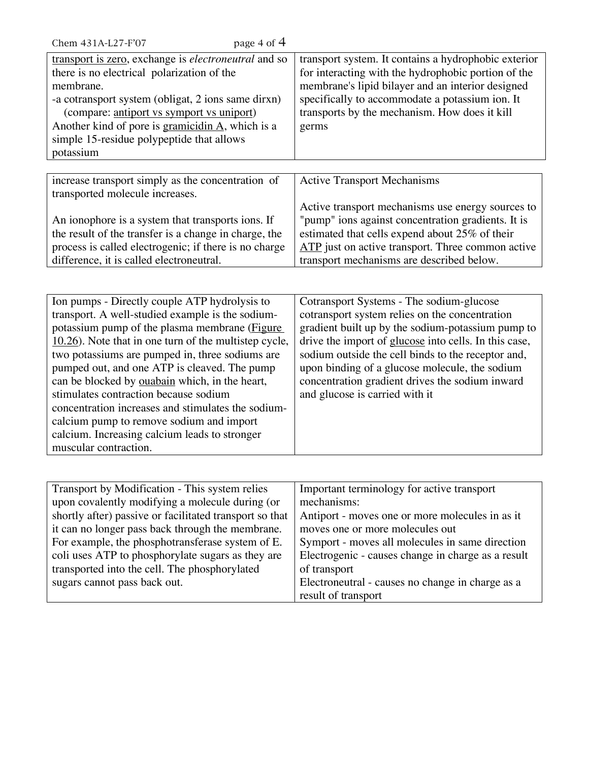transport is zero, exchange is *electroneutral* and so there is no electrical polarization of the membrane.
-a cotransport system (obligat, 2 ions same dirxn)
(compare: antiport vs symport vs uniport)
Another kind of pore is gramicidin A, which is a simple 15-residue polypeptide that allows potassium

transport system. It contains a hydrophobic exterior for interacting with the hydrophobic portion of the membrane's lipid bilayer and an interior designed specifically to accommodate a potassium ion. It transports by the mechanism. How does it kill germs

increase transport simply as the concentration of transported molecule increases.

An ionophore is a system that transports ions. If the result of the transfer is a change in charge, the process is called electrogenic; if there is no charge difference, it is called electroneutral.

Active Transport Mechanisms

Active transport mechanisms use energy sources to "pump" ions against concentration gradients. It is estimated that cells expend about 25% of their ATP just on active transport. Three common active transport mechanisms are described below.

Ion pumps - Directly couple ATP hydrolysis to transport. A well-studied example is the sodium-potassium pump of the plasma membrane (Figure 10.26). Note that in one turn of the multistep cycle, two potassiums are pumped in, three sodiums are pumped out, and one ATP is cleaved. The pump can be blocked by ouabain which, in the heart, stimulates contraction because sodium concentration increases and stimulates the sodium-calcium pump to remove sodium and import calcium. Increasing calcium leads to stronger muscular contraction.

Cotransport Systems - The sodium-glucose cotransport system relies on the concentration gradient built up by the sodium-potassium pump to drive the import of glucose into cells. In this case, sodium outside the cell binds to the receptor and, upon binding of a glucose molecule, the sodium concentration gradient drives the sodium inward and glucose is carried with it

Transport by Modification - This system relies upon covalently modifying a molecule during (or shortly after) passive or facilitated transport so that it can no longer pass back through the membrane. For example, the phosphotransferase system of E. coli uses ATP to phosphorylate sugars as they are transported into the cell. The phosphorylated sugars cannot pass back out.

Important terminology for active transport mechanisms:
Antiport - moves one or more molecules in as it moves one or more molecules out
Symport - moves all molecules in same direction
Electrogenic - causes change in charge as a result of transport
Electroneutral - causes no change in charge as a result of transport